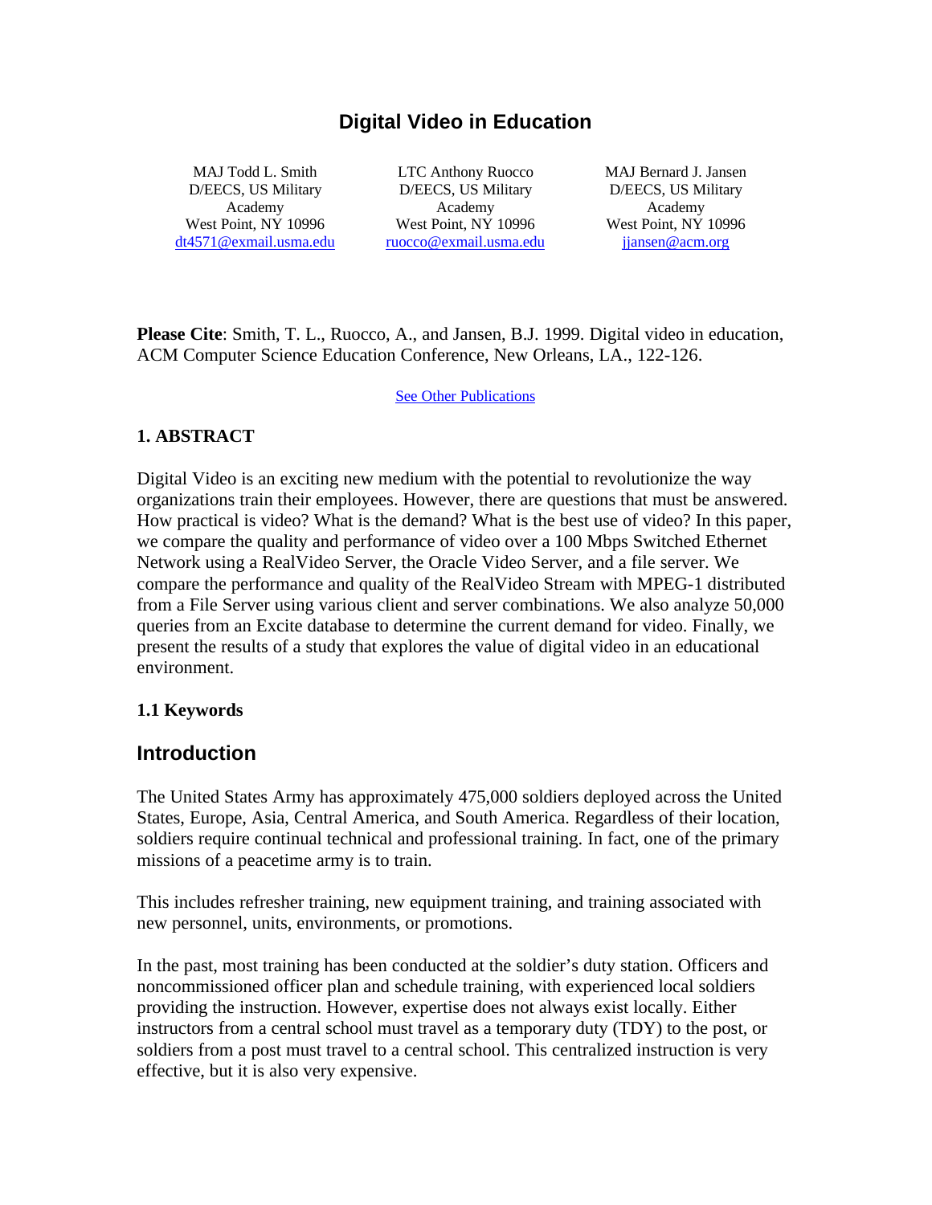# Digital Video in Education

MAJ Todd L. Smith
D/EECS, US Military Academy
West Point, NY 10996
dt4571@exmail.usma.edu

LTC Anthony Ruocco
D/EECS, US Military Academy
West Point, NY 10996
ruocco@exmail.usma.edu

MAJ Bernard J. Jansen
D/EECS, US Military Academy
West Point, NY 10996
jjansen@acm.org

**Please Cite**: Smith, T. L., Ruocco, A., and Jansen, B.J. 1999. Digital video in education, ACM Computer Science Education Conference, New Orleans, LA., 122-126.

See Other Publications

## 1. ABSTRACT

Digital Video is an exciting new medium with the potential to revolutionize the way organizations train their employees. However, there are questions that must be answered. How practical is video? What is the demand? What is the best use of video? In this paper, we compare the quality and performance of video over a 100 Mbps Switched Ethernet Network using a RealVideo Server, the Oracle Video Server, and a file server. We compare the performance and quality of the RealVideo Stream with MPEG-1 distributed from a File Server using various client and server combinations. We also analyze 50,000 queries from an Excite database to determine the current demand for video. Finally, we present the results of a study that explores the value of digital video in an educational environment.

### 1.1 Keywords

## Introduction

The United States Army has approximately 475,000 soldiers deployed across the United States, Europe, Asia, Central America, and South America. Regardless of their location, soldiers require continual technical and professional training. In fact, one of the primary missions of a peacetime army is to train.

This includes refresher training, new equipment training, and training associated with new personnel, units, environments, or promotions.

In the past, most training has been conducted at the soldier's duty station. Officers and noncommissioned officer plan and schedule training, with experienced local soldiers providing the instruction. However, expertise does not always exist locally. Either instructors from a central school must travel as a temporary duty (TDY) to the post, or soldiers from a post must travel to a central school. This centralized instruction is very effective, but it is also very expensive.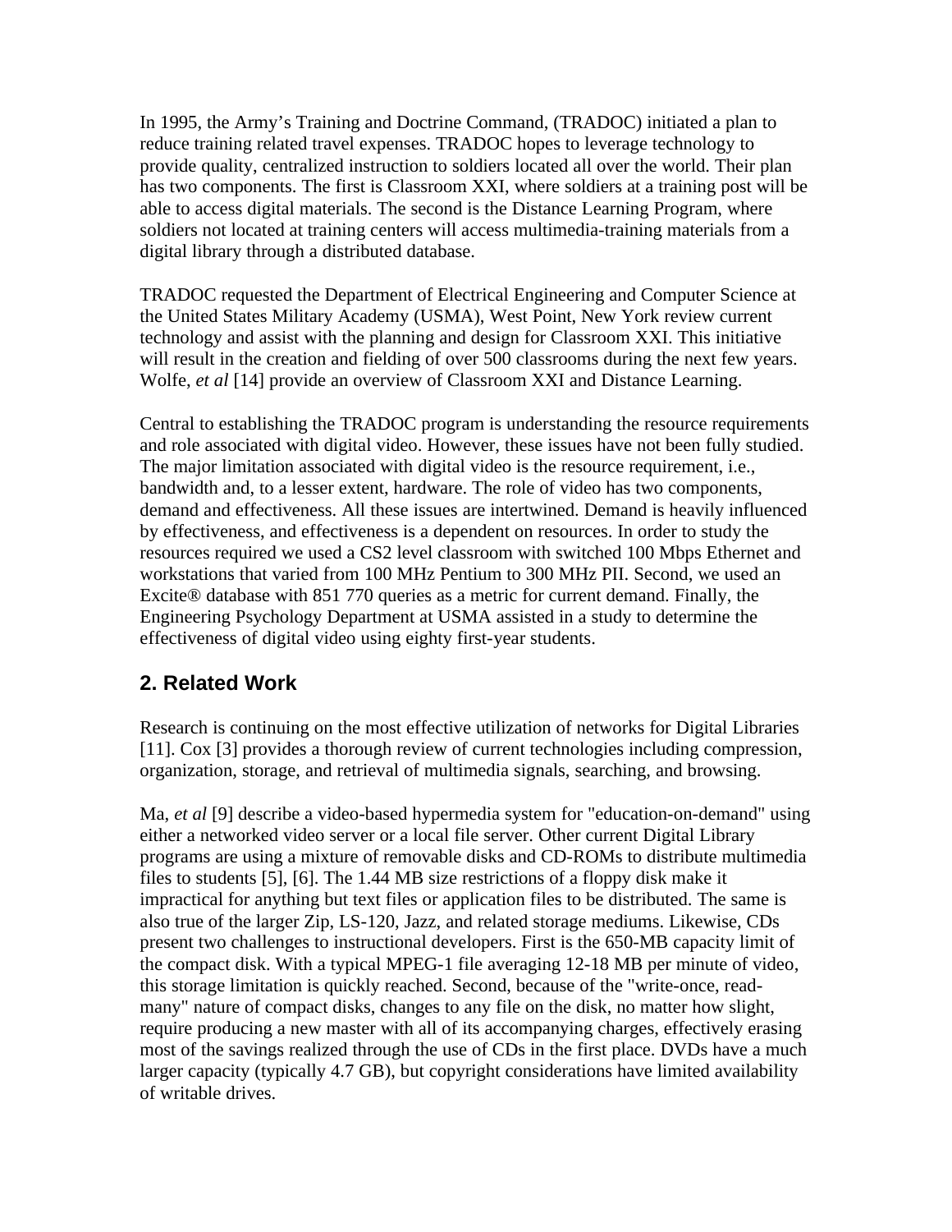In 1995, the Army's Training and Doctrine Command, (TRADOC) initiated a plan to reduce training related travel expenses. TRADOC hopes to leverage technology to provide quality, centralized instruction to soldiers located all over the world. Their plan has two components. The first is Classroom XXI, where soldiers at a training post will be able to access digital materials. The second is the Distance Learning Program, where soldiers not located at training centers will access multimedia-training materials from a digital library through a distributed database.

TRADOC requested the Department of Electrical Engineering and Computer Science at the United States Military Academy (USMA), West Point, New York review current technology and assist with the planning and design for Classroom XXI. This initiative will result in the creation and fielding of over 500 classrooms during the next few years. Wolfe, *et al* [14] provide an overview of Classroom XXI and Distance Learning.

Central to establishing the TRADOC program is understanding the resource requirements and role associated with digital video. However, these issues have not been fully studied. The major limitation associated with digital video is the resource requirement, i.e., bandwidth and, to a lesser extent, hardware. The role of video has two components, demand and effectiveness. All these issues are intertwined. Demand is heavily influenced by effectiveness, and effectiveness is a dependent on resources. In order to study the resources required we used a CS2 level classroom with switched 100 Mbps Ethernet and workstations that varied from 100 MHz Pentium to 300 MHz PII. Second, we used an Excite® database with 851 770 queries as a metric for current demand. Finally, the Engineering Psychology Department at USMA assisted in a study to determine the effectiveness of digital video using eighty first-year students.

## 2. Related Work

Research is continuing on the most effective utilization of networks for Digital Libraries [11]. Cox [3] provides a thorough review of current technologies including compression, organization, storage, and retrieval of multimedia signals, searching, and browsing.

Ma, *et al* [9] describe a video-based hypermedia system for "education-on-demand" using either a networked video server or a local file server. Other current Digital Library programs are using a mixture of removable disks and CD-ROMs to distribute multimedia files to students [5], [6]. The 1.44 MB size restrictions of a floppy disk make it impractical for anything but text files or application files to be distributed. The same is also true of the larger Zip, LS-120, Jazz, and related storage mediums. Likewise, CDs present two challenges to instructional developers. First is the 650-MB capacity limit of the compact disk. With a typical MPEG-1 file averaging 12-18 MB per minute of video, this storage limitation is quickly reached. Second, because of the "write-once, read-many" nature of compact disks, changes to any file on the disk, no matter how slight, require producing a new master with all of its accompanying charges, effectively erasing most of the savings realized through the use of CDs in the first place. DVDs have a much larger capacity (typically 4.7 GB), but copyright considerations have limited availability of writable drives.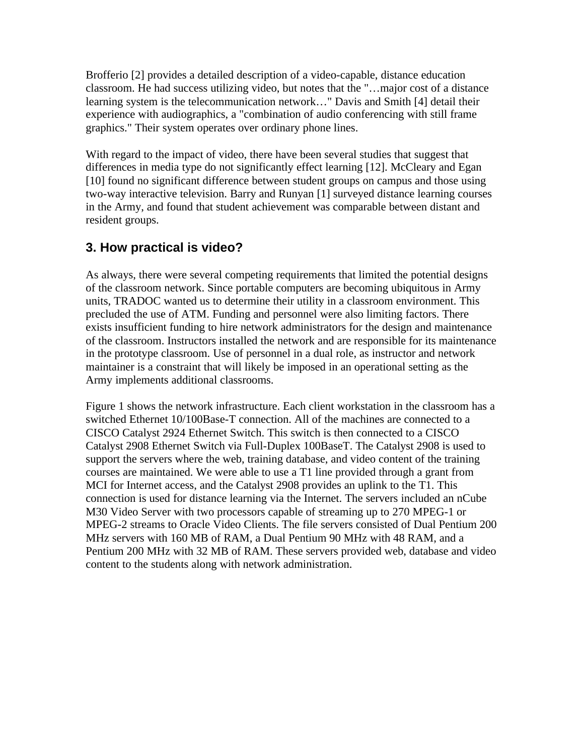Brofferio [2] provides a detailed description of a video-capable, distance education classroom. He had success utilizing video, but notes that the "…major cost of a distance learning system is the telecommunication network…" Davis and Smith [4] detail their experience with audiographics, a "combination of audio conferencing with still frame graphics." Their system operates over ordinary phone lines.

With regard to the impact of video, there have been several studies that suggest that differences in media type do not significantly effect learning [12]. McCleary and Egan [10] found no significant difference between student groups on campus and those using two-way interactive television. Barry and Runyan [1] surveyed distance learning courses in the Army, and found that student achievement was comparable between distant and resident groups.

## 3. How practical is video?

As always, there were several competing requirements that limited the potential designs of the classroom network. Since portable computers are becoming ubiquitous in Army units, TRADOC wanted us to determine their utility in a classroom environment. This precluded the use of ATM. Funding and personnel were also limiting factors. There exists insufficient funding to hire network administrators for the design and maintenance of the classroom. Instructors installed the network and are responsible for its maintenance in the prototype classroom. Use of personnel in a dual role, as instructor and network maintainer is a constraint that will likely be imposed in an operational setting as the Army implements additional classrooms.

Figure 1 shows the network infrastructure. Each client workstation in the classroom has a switched Ethernet 10/100Base-T connection. All of the machines are connected to a CISCO Catalyst 2924 Ethernet Switch. This switch is then connected to a CISCO Catalyst 2908 Ethernet Switch via Full-Duplex 100BaseT. The Catalyst 2908 is used to support the servers where the web, training database, and video content of the training courses are maintained. We were able to use a T1 line provided through a grant from MCI for Internet access, and the Catalyst 2908 provides an uplink to the T1. This connection is used for distance learning via the Internet. The servers included an nCube M30 Video Server with two processors capable of streaming up to 270 MPEG-1 or MPEG-2 streams to Oracle Video Clients. The file servers consisted of Dual Pentium 200 MHz servers with 160 MB of RAM, a Dual Pentium 90 MHz with 48 RAM, and a Pentium 200 MHz with 32 MB of RAM. These servers provided web, database and video content to the students along with network administration.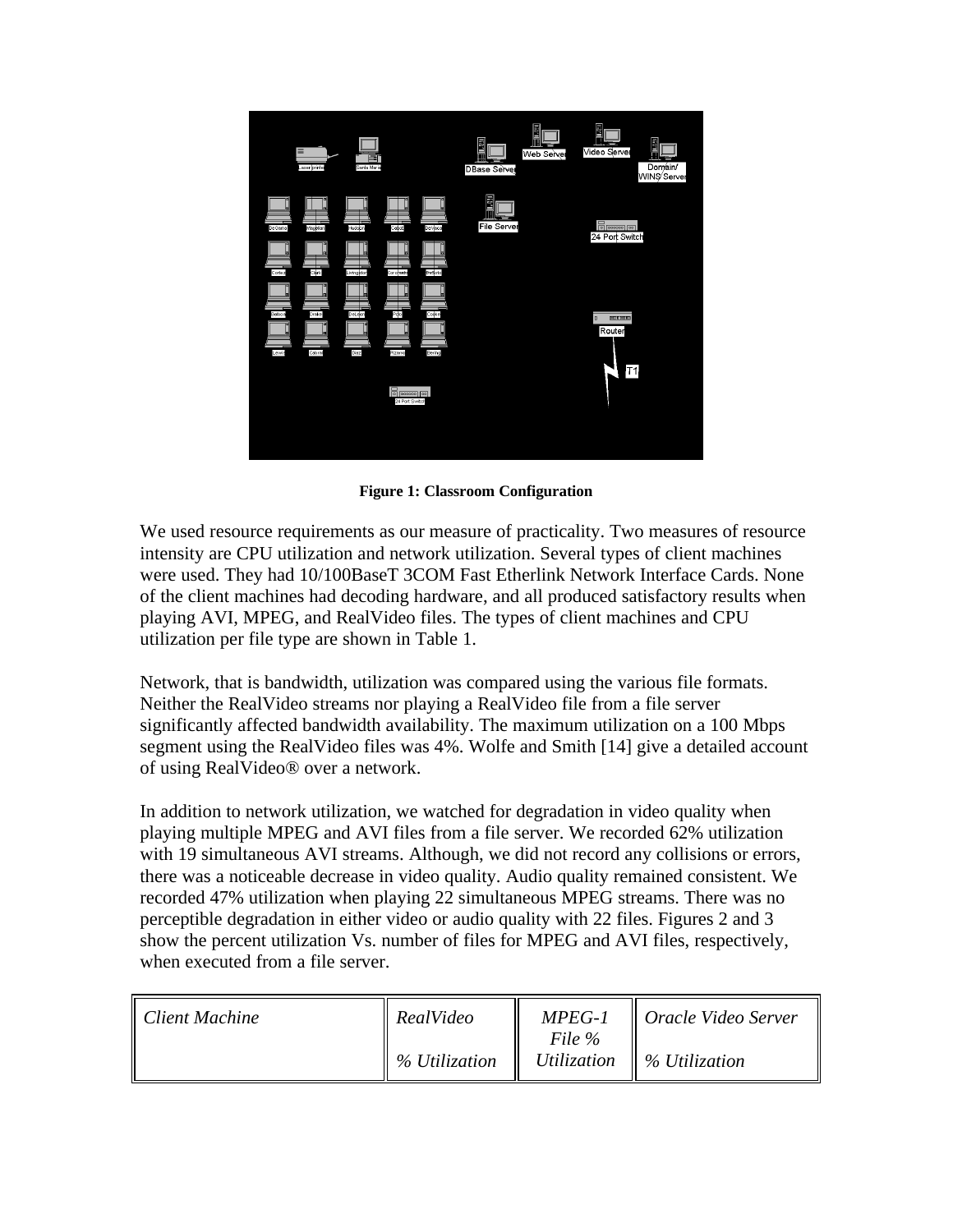**Figure 1: Classroom Configuration**

We used resource requirements as our measure of practicality. Two measures of resource intensity are CPU utilization and network utilization. Several types of client machines were used. They had 10/100BaseT 3COM Fast Etherlink Network Interface Cards. None of the client machines had decoding hardware, and all produced satisfactory results when playing AVI, MPEG, and RealVideo files. The types of client machines and CPU utilization per file type are shown in Table 1.

Network, that is bandwidth, utilization was compared using the various file formats. Neither the RealVideo streams nor playing a RealVideo file from a file server significantly affected bandwidth availability. The maximum utilization on a 100 Mbps segment using the RealVideo files was 4%. Wolfe and Smith [14] give a detailed account of using RealVideo® over a network.

In addition to network utilization, we watched for degradation in video quality when playing multiple MPEG and AVI files from a file server. We recorded 62% utilization with 19 simultaneous AVI streams. Although, we did not record any collisions or errors, there was a noticeable decrease in video quality. Audio quality remained consistent. We recorded 47% utilization when playing 22 simultaneous MPEG streams. There was no perceptible degradation in either video or audio quality with 22 files. Figures 2 and 3 show the percent utilization Vs. number of files for MPEG and AVI files, respectively, when executed from a file server.

| *Client Machine* | *RealVideo % Utilization* | *MPEG-1 File % Utilization* | *Oracle Video Server % Utilization* |
| --- | --- | --- | --- |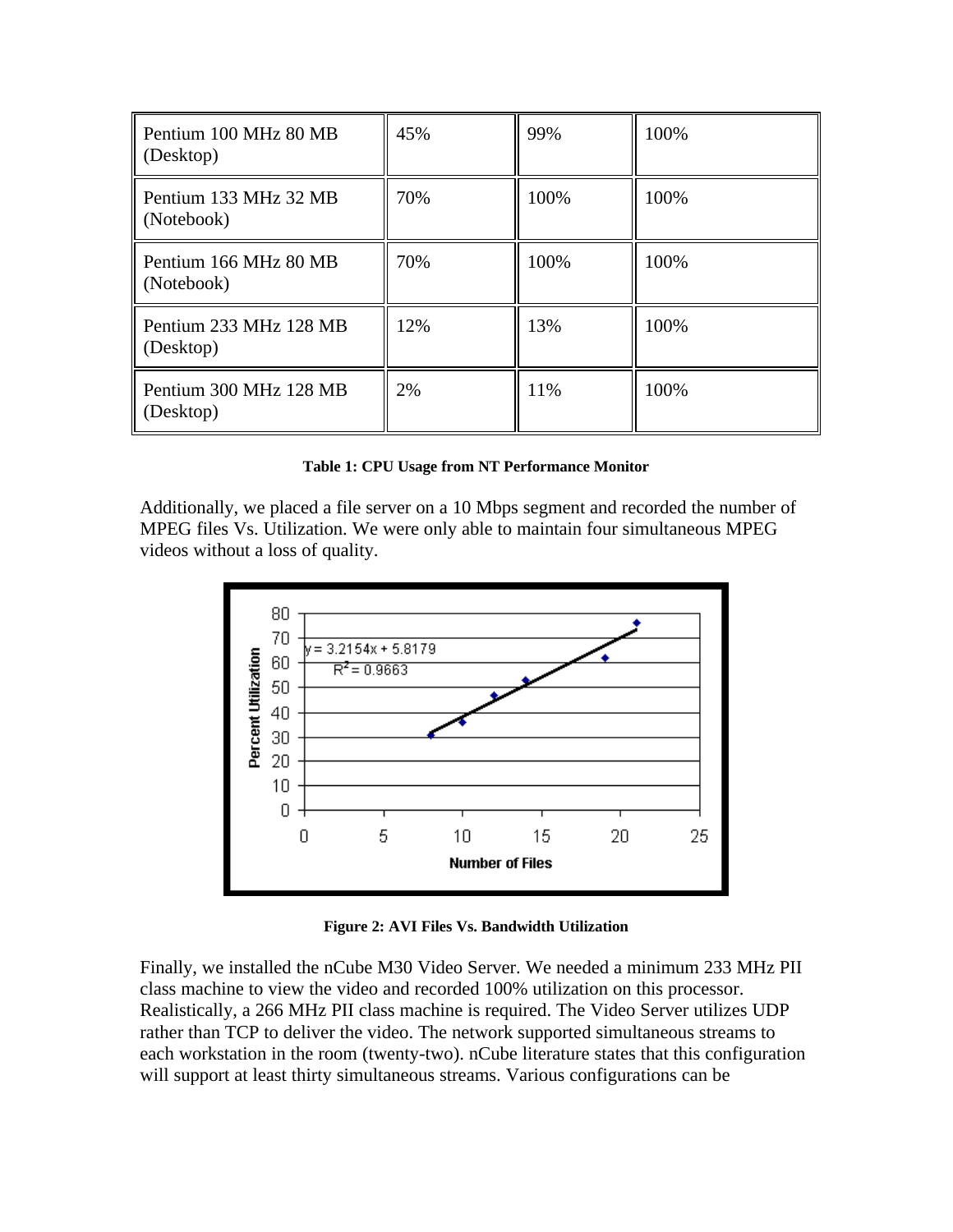| Pentium 100 MHz 80 MB (Desktop) | 45% | 99% | 100% |
|---|---|---|---|
| Pentium 133 MHz 32 MB (Notebook) | 70% | 100% | 100% |
| Pentium 166 MHz 80 MB (Notebook) | 70% | 100% | 100% |
| Pentium 233 MHz 128 MB (Desktop) | 12% | 13% | 100% |
| Pentium 300 MHz 128 MB (Desktop) | 2% | 11% | 100% |

**Table 1: CPU Usage from NT Performance Monitor**

Additionally, we placed a file server on a 10 Mbps segment and recorded the number of MPEG files Vs. Utilization. We were only able to maintain four simultaneous MPEG videos without a loss of quality.

**Figure 2: AVI Files Vs. Bandwidth Utilization**

Finally, we installed the nCube M30 Video Server. We needed a minimum 233 MHz PII class machine to view the video and recorded 100% utilization on this processor. Realistically, a 266 MHz PII class machine is required. The Video Server utilizes UDP rather than TCP to deliver the video. The network supported simultaneous streams to each workstation in the room (twenty-two). nCube literature states that this configuration will support at least thirty simultaneous streams. Various configurations can be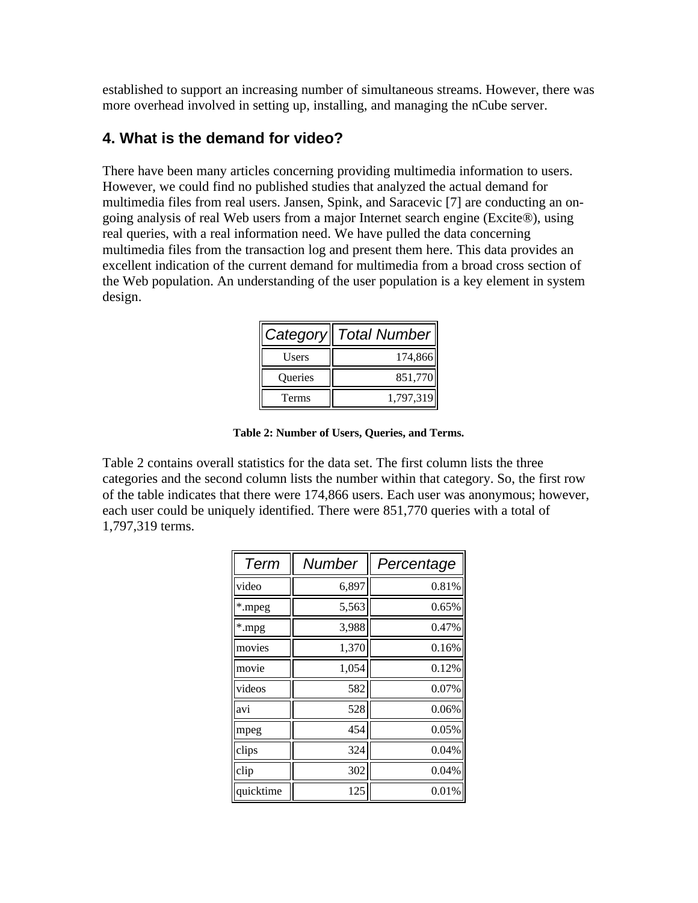established to support an increasing number of simultaneous streams. However, there was more overhead involved in setting up, installing, and managing the nCube server.

## 4. What is the demand for video?

There have been many articles concerning providing multimedia information to users. However, we could find no published studies that analyzed the actual demand for multimedia files from real users. Jansen, Spink, and Saracevic [7] are conducting an on-going analysis of real Web users from a major Internet search engine (Excite®), using real queries, with a real information need. We have pulled the data concerning multimedia files from the transaction log and present them here. This data provides an excellent indication of the current demand for multimedia from a broad cross section of the Web population. An understanding of the user population is a key element in system design.

| Category | Total Number |
| --- | --- |
| Users | 174,866 |
| Queries | 851,770 |
| Terms | 1,797,319 |

**Table 2: Number of Users, Queries, and Terms.**

Table 2 contains overall statistics for the data set. The first column lists the three categories and the second column lists the number within that category. So, the first row of the table indicates that there were 174,866 users. Each user was anonymous; however, each user could be uniquely identified. There were 851,770 queries with a total of 1,797,319 terms.

| Term | Number | Percentage |
| --- | --- | --- |
| video | 6,897 | 0.81% |
| *.mpeg | 5,563 | 0.65% |
| *.mpg | 3,988 | 0.47% |
| movies | 1,370 | 0.16% |
| movie | 1,054 | 0.12% |
| videos | 582 | 0.07% |
| avi | 528 | 0.06% |
| mpeg | 454 | 0.05% |
| clips | 324 | 0.04% |
| clip | 302 | 0.04% |
| quicktime | 125 | 0.01% |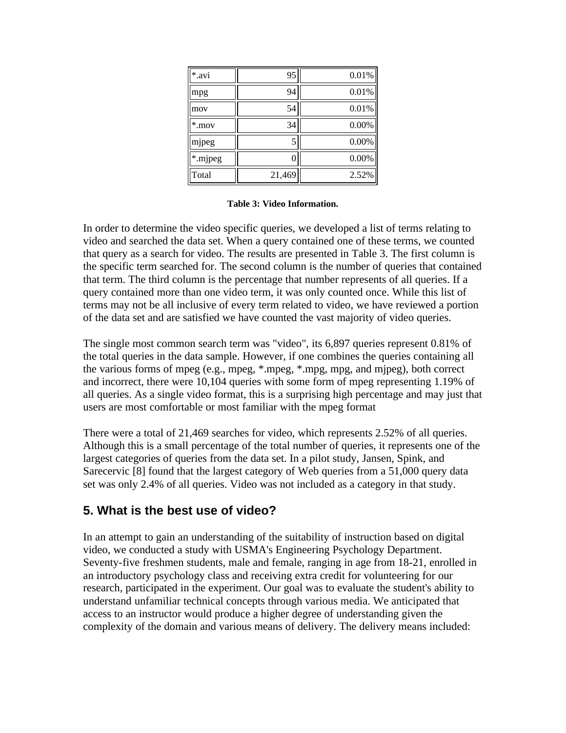| *.avi | 95 | 0.01% |
|---|---|---|
| mpg | 94 | 0.01% |
| mov | 54 | 0.01% |
| *.mov | 34 | 0.00% |
| mjpeg | 5 | 0.00% |
| *.mjpeg | 0 | 0.00% |
| Total | 21,469 | 2.52% |

**Table 3: Video Information.**

In order to determine the video specific queries, we developed a list of terms relating to video and searched the data set. When a query contained one of these terms, we counted that query as a search for video. The results are presented in Table 3. The first column is the specific term searched for. The second column is the number of queries that contained that term. The third column is the percentage that number represents of all queries. If a query contained more than one video term, it was only counted once. While this list of terms may not be all inclusive of every term related to video, we have reviewed a portion of the data set and are satisfied we have counted the vast majority of video queries.

The single most common search term was "video", its 6,897 queries represent 0.81% of the total queries in the data sample. However, if one combines the queries containing all the various forms of mpeg (e.g., mpeg, *.mpeg, *.mpg, mpg, and mjpeg), both correct and incorrect, there were 10,104 queries with some form of mpeg representing 1.19% of all queries. As a single video format, this is a surprising high percentage and may just that users are most comfortable or most familiar with the mpeg format

There were a total of 21,469 searches for video, which represents 2.52% of all queries. Although this is a small percentage of the total number of queries, it represents one of the largest categories of queries from the data set. In a pilot study, Jansen, Spink, and Sarecervic [8] found that the largest category of Web queries from a 51,000 query data set was only 2.4% of all queries. Video was not included as a category in that study.

## 5. What is the best use of video?

In an attempt to gain an understanding of the suitability of instruction based on digital video, we conducted a study with USMA's Engineering Psychology Department. Seventy-five freshmen students, male and female, ranging in age from 18-21, enrolled in an introductory psychology class and receiving extra credit for volunteering for our research, participated in the experiment. Our goal was to evaluate the student's ability to understand unfamiliar technical concepts through various media. We anticipated that access to an instructor would produce a higher degree of understanding given the complexity of the domain and various means of delivery. The delivery means included: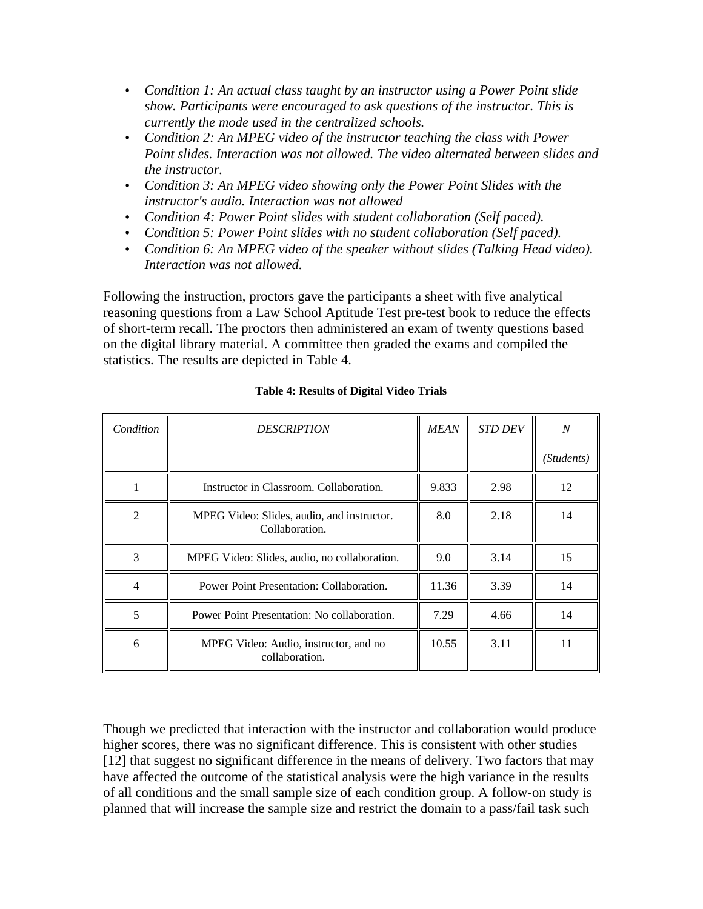- *Condition 1: An actual class taught by an instructor using a Power Point slide show. Participants were encouraged to ask questions of the instructor. This is currently the mode used in the centralized schools.*
- *Condition 2: An MPEG video of the instructor teaching the class with Power Point slides. Interaction was not allowed. The video alternated between slides and the instructor.*
- *Condition 3: An MPEG video showing only the Power Point Slides with the instructor's audio. Interaction was not allowed*
- *Condition 4: Power Point slides with student collaboration (Self paced).*
- *Condition 5: Power Point slides with no student collaboration (Self paced).*
- *Condition 6: An MPEG video of the speaker without slides (Talking Head video). Interaction was not allowed.*

Following the instruction, proctors gave the participants a sheet with five analytical reasoning questions from a Law School Aptitude Test pre-test book to reduce the effects of short-term recall. The proctors then administered an exam of twenty questions based on the digital library material. A committee then graded the exams and compiled the statistics. The results are depicted in Table 4.

**Table 4: Results of Digital Video Trials**

| *Condition* | *DESCRIPTION* | *MEAN* | *STD DEV* | *N* (*Students*) |
|---|---|---|---|---|
| 1 | Instructor in Classroom. Collaboration. | 9.833 | 2.98 | 12 |
| 2 | MPEG Video: Slides, audio, and instructor. Collaboration. | 8.0 | 2.18 | 14 |
| 3 | MPEG Video: Slides, audio, no collaboration. | 9.0 | 3.14 | 15 |
| 4 | Power Point Presentation: Collaboration. | 11.36 | 3.39 | 14 |
| 5 | Power Point Presentation: No collaboration. | 7.29 | 4.66 | 14 |
| 6 | MPEG Video: Audio, instructor, and no collaboration. | 10.55 | 3.11 | 11 |

Though we predicted that interaction with the instructor and collaboration would produce higher scores, there was no significant difference. This is consistent with other studies [12] that suggest no significant difference in the means of delivery. Two factors that may have affected the outcome of the statistical analysis were the high variance in the results of all conditions and the small sample size of each condition group. A follow-on study is planned that will increase the sample size and restrict the domain to a pass/fail task such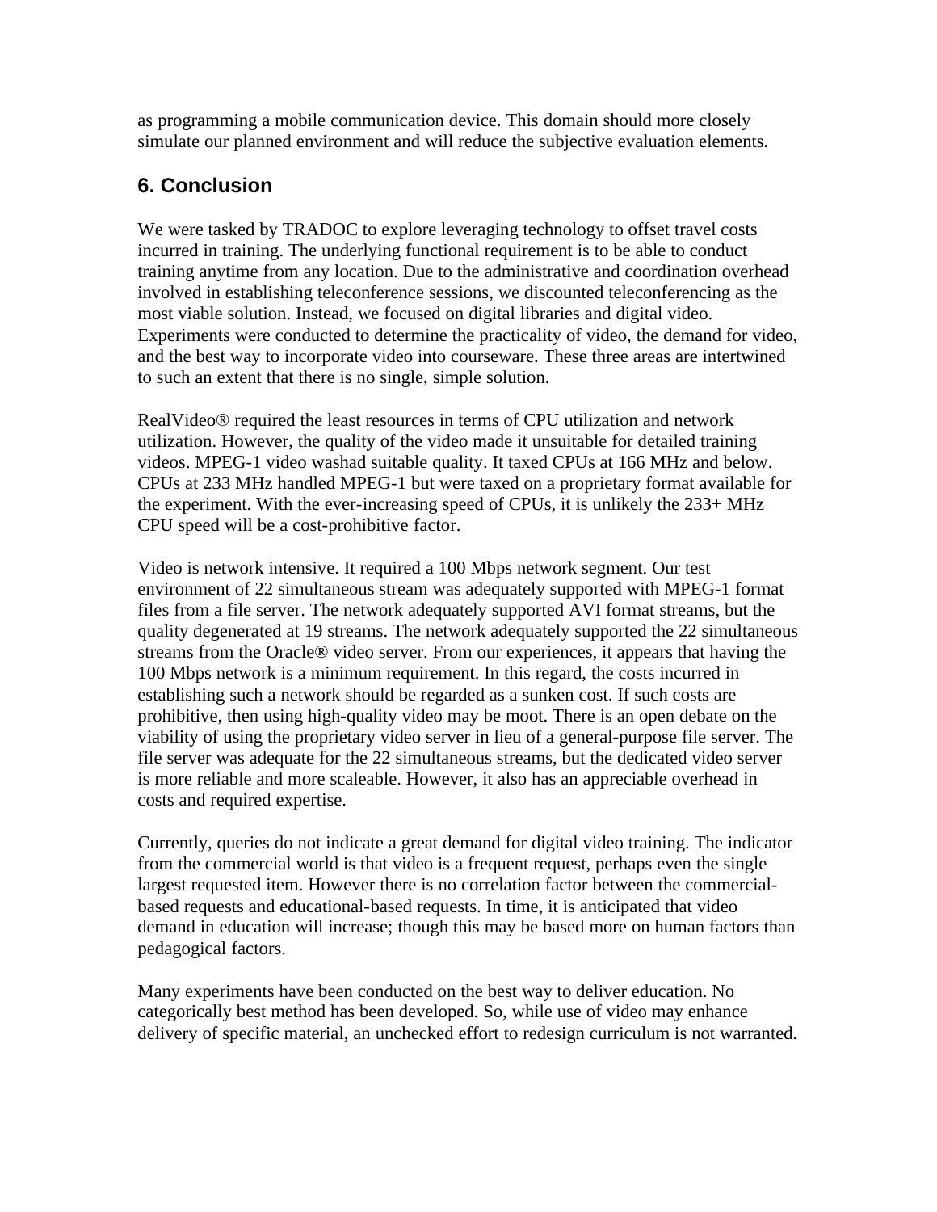as programming a mobile communication device. This domain should more closely simulate our planned environment and will reduce the subjective evaluation elements.

## 6. Conclusion

We were tasked by TRADOC to explore leveraging technology to offset travel costs incurred in training. The underlying functional requirement is to be able to conduct training anytime from any location. Due to the administrative and coordination overhead involved in establishing teleconference sessions, we discounted teleconferencing as the most viable solution. Instead, we focused on digital libraries and digital video. Experiments were conducted to determine the practicality of video, the demand for video, and the best way to incorporate video into courseware. These three areas are intertwined to such an extent that there is no single, simple solution.

RealVideo® required the least resources in terms of CPU utilization and network utilization. However, the quality of the video made it unsuitable for detailed training videos. MPEG-1 video washad suitable quality. It taxed CPUs at 166 MHz and below. CPUs at 233 MHz handled MPEG-1 but were taxed on a proprietary format available for the experiment. With the ever-increasing speed of CPUs, it is unlikely the 233+ MHz CPU speed will be a cost-prohibitive factor.

Video is network intensive. It required a 100 Mbps network segment. Our test environment of 22 simultaneous stream was adequately supported with MPEG-1 format files from a file server. The network adequately supported AVI format streams, but the quality degenerated at 19 streams. The network adequately supported the 22 simultaneous streams from the Oracle® video server. From our experiences, it appears that having the 100 Mbps network is a minimum requirement. In this regard, the costs incurred in establishing such a network should be regarded as a sunken cost. If such costs are prohibitive, then using high-quality video may be moot. There is an open debate on the viability of using the proprietary video server in lieu of a general-purpose file server. The file server was adequate for the 22 simultaneous streams, but the dedicated video server is more reliable and more scaleable. However, it also has an appreciable overhead in costs and required expertise.

Currently, queries do not indicate a great demand for digital video training. The indicator from the commercial world is that video is a frequent request, perhaps even the single largest requested item. However there is no correlation factor between the commercial-based requests and educational-based requests. In time, it is anticipated that video demand in education will increase; though this may be based more on human factors than pedagogical factors.

Many experiments have been conducted on the best way to deliver education. No categorically best method has been developed. So, while use of video may enhance delivery of specific material, an unchecked effort to redesign curriculum is not warranted.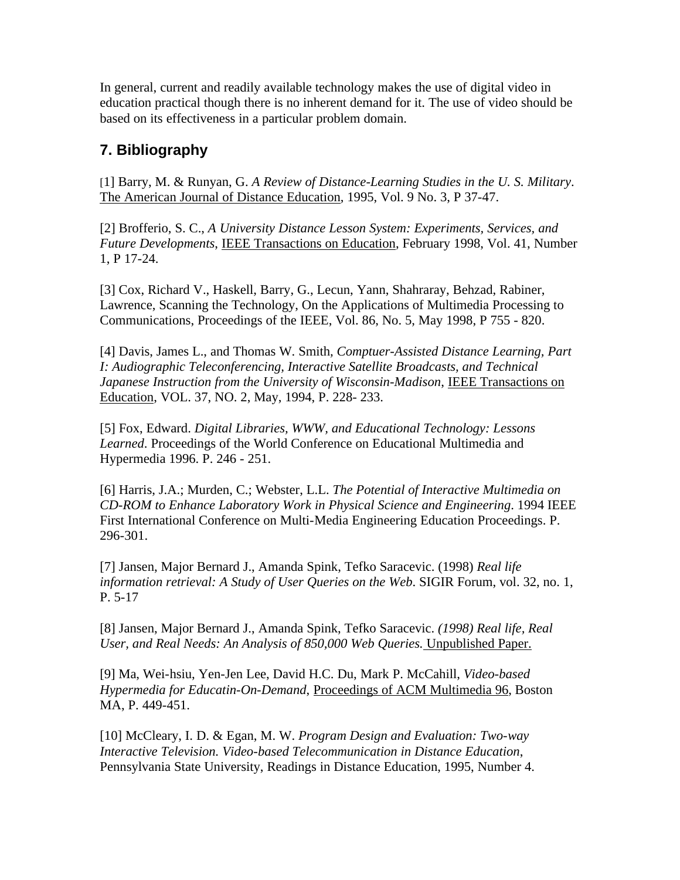In general, current and readily available technology makes the use of digital video in education practical though there is no inherent demand for it. The use of video should be based on its effectiveness in a particular problem domain.

## 7. Bibliography

[1] Barry, M. & Runyan, G. *A Review of Distance-Learning Studies in the U. S. Military*. The American Journal of Distance Education, 1995, Vol. 9 No. 3, P 37-47.

[2] Brofferio, S. C., *A University Distance Lesson System: Experiments, Services, and Future Developments*, IEEE Transactions on Education, February 1998, Vol. 41, Number 1, P 17-24.

[3] Cox, Richard V., Haskell, Barry, G., Lecun, Yann, Shahraray, Behzad, Rabiner, Lawrence, Scanning the Technology, On the Applications of Multimedia Processing to Communications, Proceedings of the IEEE, Vol. 86, No. 5, May 1998, P 755 - 820.

[4] Davis, James L., and Thomas W. Smith, *Comptuer-Assisted Distance Learning, Part I: Audiographic Teleconferencing, Interactive Satellite Broadcasts, and Technical Japanese Instruction from the University of Wisconsin-Madison*, IEEE Transactions on Education, VOL. 37, NO. 2, May, 1994, P. 228- 233.

[5] Fox, Edward. *Digital Libraries, WWW, and Educational Technology: Lessons Learned*. Proceedings of the World Conference on Educational Multimedia and Hypermedia 1996. P. 246 - 251.

[6] Harris, J.A.; Murden, C.; Webster, L.L. *The Potential of Interactive Multimedia on CD-ROM to Enhance Laboratory Work in Physical Science and Engineering*. 1994 IEEE First International Conference on Multi-Media Engineering Education Proceedings. P. 296-301.

[7] Jansen, Major Bernard J., Amanda Spink, Tefko Saracevic. (1998) *Real life information retrieval: A Study of User Queries on the Web*. SIGIR Forum, vol. 32, no. 1, P. 5-17

[8] Jansen, Major Bernard J., Amanda Spink, Tefko Saracevic. *(1998) Real life, Real User, and Real Needs: An Analysis of 850,000 Web Queries.* Unpublished Paper.

[9] Ma, Wei-hsiu, Yen-Jen Lee, David H.C. Du, Mark P. McCahill, *Video-based Hypermedia for Educatin-On-Demand*, Proceedings of ACM Multimedia 96, Boston MA, P. 449-451.

[10] McCleary, I. D. & Egan, M. W. *Program Design and Evaluation: Two-way Interactive Television. Video-based Telecommunication in Distance Education*, Pennsylvania State University, Readings in Distance Education, 1995, Number 4.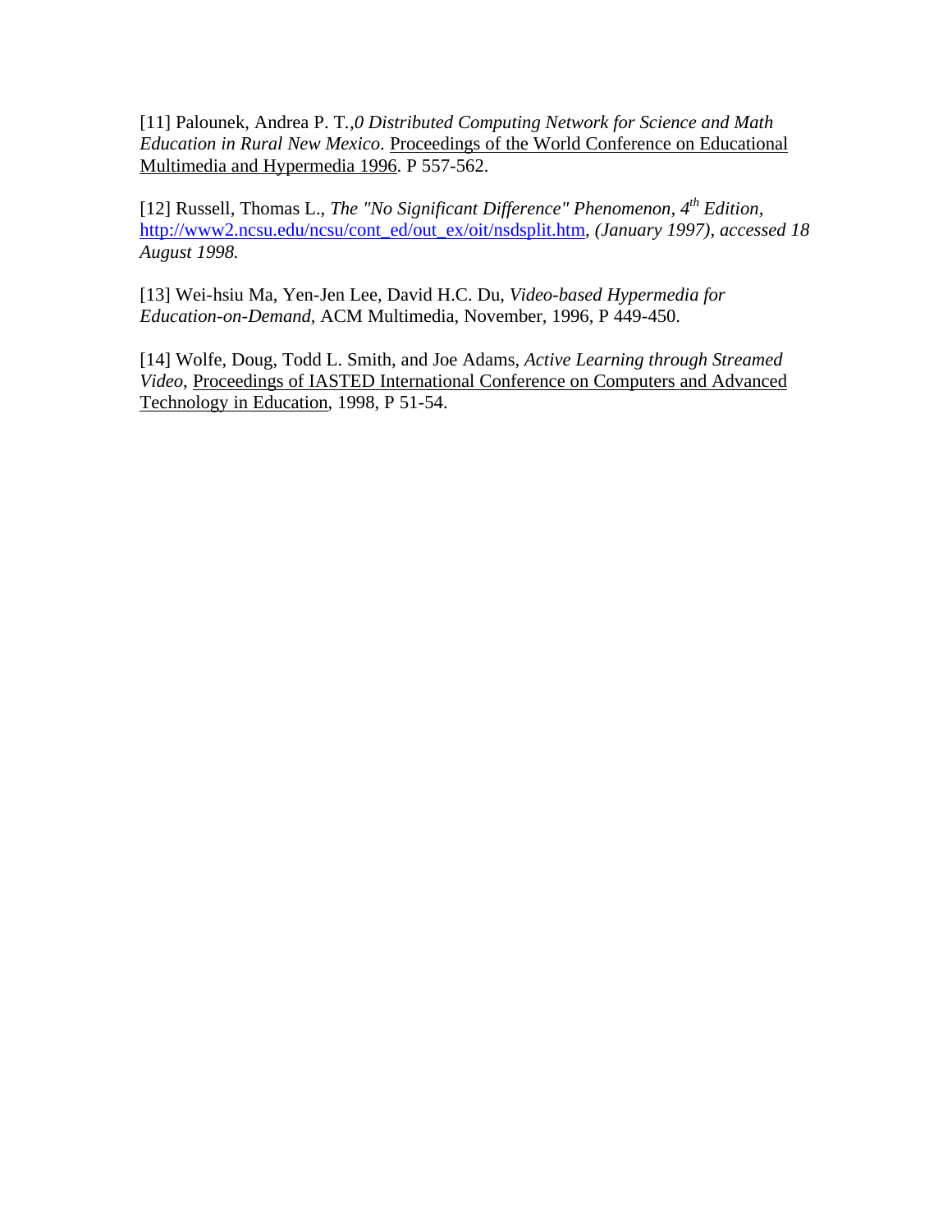[11] Palounek, Andrea P. T.,*0 Distributed Computing Network for Science and Math Education in Rural New Mexico*. Proceedings of the World Conference on Educational Multimedia and Hypermedia 1996. P 557-562.

[12] Russell, Thomas L., *The "No Significant Difference" Phenomenon, 4th Edition*, http://www2.ncsu.edu/ncsu/cont_ed/out_ex/oit/nsdsplit.htm, *(January 1997), accessed 18 August 1998.*

[13] Wei-hsiu Ma, Yen-Jen Lee, David H.C. Du, *Video-based Hypermedia for Education-on-Demand*, ACM Multimedia, November, 1996, P 449-450.

[14] Wolfe, Doug, Todd L. Smith, and Joe Adams, *Active Learning through Streamed Video*, Proceedings of IASTED International Conference on Computers and Advanced Technology in Education, 1998, P 51-54.